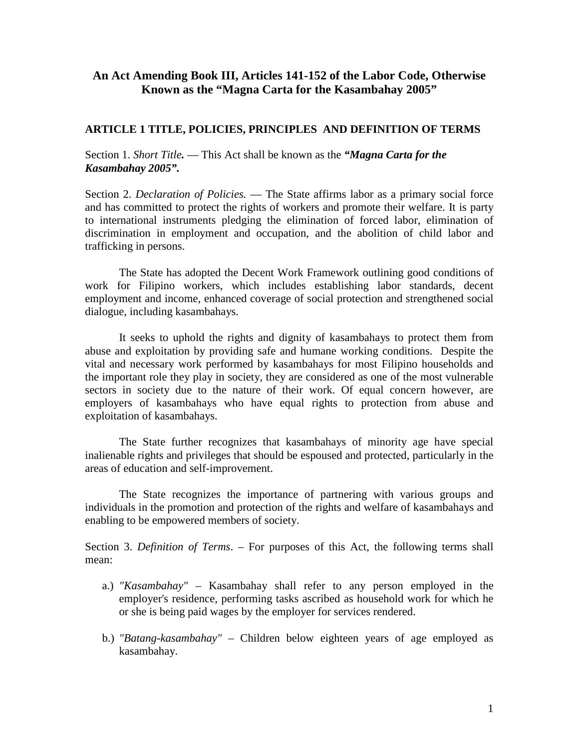# An Act Amending Book III, Articles 141-152 of the Labor Code, Otherwise Known as the "Magna Carta for the Kasambahay 2005"

## ARTICLE 1 TITLE, POLICIES, PRINCIPLES AND DEFINITION OF TERMS

Section 1. *Short Title.* — This Act shall be known as the ***"Magna Carta for the Kasambahay 2005".***

Section 2. *Declaration of Policies.* — The State affirms labor as a primary social force and has committed to protect the rights of workers and promote their welfare. It is party to international instruments pledging the elimination of forced labor, elimination of discrimination in employment and occupation, and the abolition of child labor and trafficking in persons.

The State has adopted the Decent Work Framework outlining good conditions of work for Filipino workers, which includes establishing labor standards, decent employment and income, enhanced coverage of social protection and strengthened social dialogue, including kasambahays.

It seeks to uphold the rights and dignity of kasambahays to protect them from abuse and exploitation by providing safe and humane working conditions. Despite the vital and necessary work performed by kasambahays for most Filipino households and the important role they play in society, they are considered as one of the most vulnerable sectors in society due to the nature of their work. Of equal concern however, are employers of kasambahays who have equal rights to protection from abuse and exploitation of kasambahays.

The State further recognizes that kasambahays of minority age have special inalienable rights and privileges that should be espoused and protected, particularly in the areas of education and self-improvement.

The State recognizes the importance of partnering with various groups and individuals in the promotion and protection of the rights and welfare of kasambahays and enabling to be empowered members of society.

Section 3. *Definition of Terms*. – For purposes of this Act, the following terms shall mean:

a.) *"Kasambahay"* – Kasambahay shall refer to any person employed in the employer's residence, performing tasks ascribed as household work for which he or she is being paid wages by the employer for services rendered.

b.) *"Batang-kasambahay"* – Children below eighteen years of age employed as kasambahay.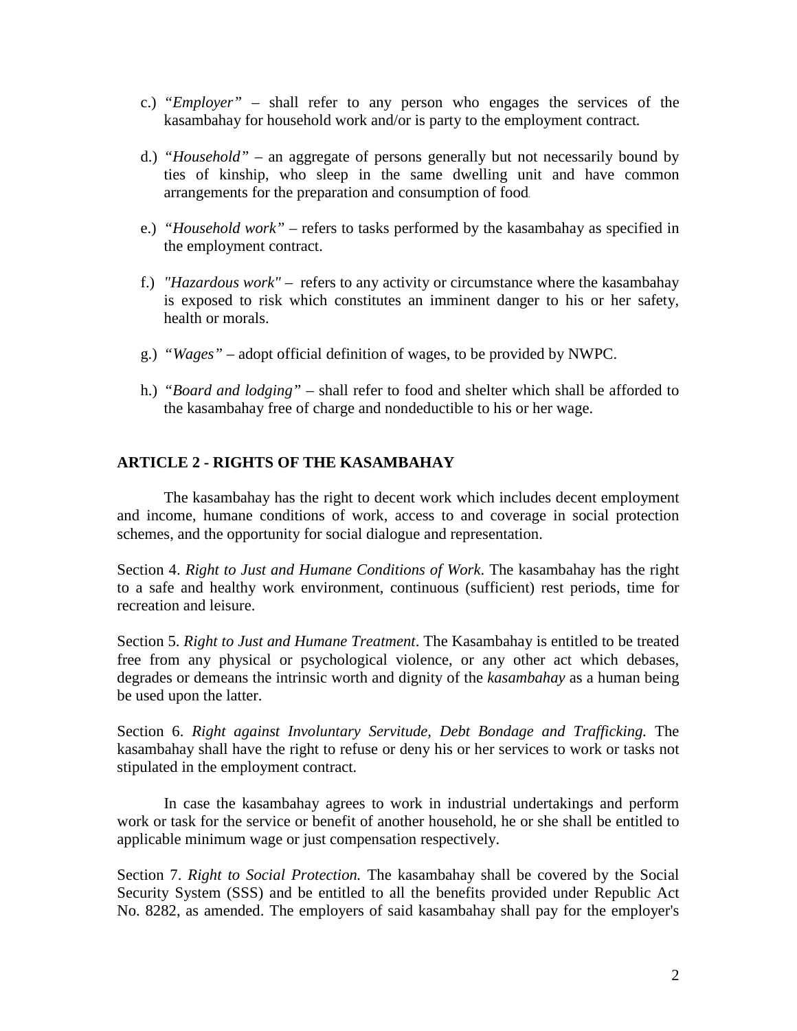c.) *"Employer"* – shall refer to any person who engages the services of the kasambahay for household work and/or is party to the employment contract.

d.) *"Household"* – an aggregate of persons generally but not necessarily bound by ties of kinship, who sleep in the same dwelling unit and have common arrangements for the preparation and consumption of food.

e.) *"Household work"* – refers to tasks performed by the kasambahay as specified in the employment contract.

f.) *"Hazardous work"* – refers to any activity or circumstance where the kasambahay is exposed to risk which constitutes an imminent danger to his or her safety, health or morals.

g.) *"Wages"* – adopt official definition of wages, to be provided by NWPC.

h.) *"Board and lodging"* – shall refer to food and shelter which shall be afforded to the kasambahay free of charge and nondeductible to his or her wage.

## ARTICLE 2 - RIGHTS OF THE KASAMBAHAY

The kasambahay has the right to decent work which includes decent employment and income, humane conditions of work, access to and coverage in social protection schemes, and the opportunity for social dialogue and representation.

Section 4. *Right to Just and Humane Conditions of Work*. The kasambahay has the right to a safe and healthy work environment, continuous (sufficient) rest periods, time for recreation and leisure.

Section 5. *Right to Just and Humane Treatment*. The Kasambahay is entitled to be treated free from any physical or psychological violence, or any other act which debases, degrades or demeans the intrinsic worth and dignity of the *kasambahay* as a human being be used upon the latter.

Section 6. *Right against Involuntary Servitude, Debt Bondage and Trafficking.* The kasambahay shall have the right to refuse or deny his or her services to work or tasks not stipulated in the employment contract.

In case the kasambahay agrees to work in industrial undertakings and perform work or task for the service or benefit of another household, he or she shall be entitled to applicable minimum wage or just compensation respectively.

Section 7. *Right to Social Protection.* The kasambahay shall be covered by the Social Security System (SSS) and be entitled to all the benefits provided under Republic Act No. 8282, as amended. The employers of said kasambahay shall pay for the employer's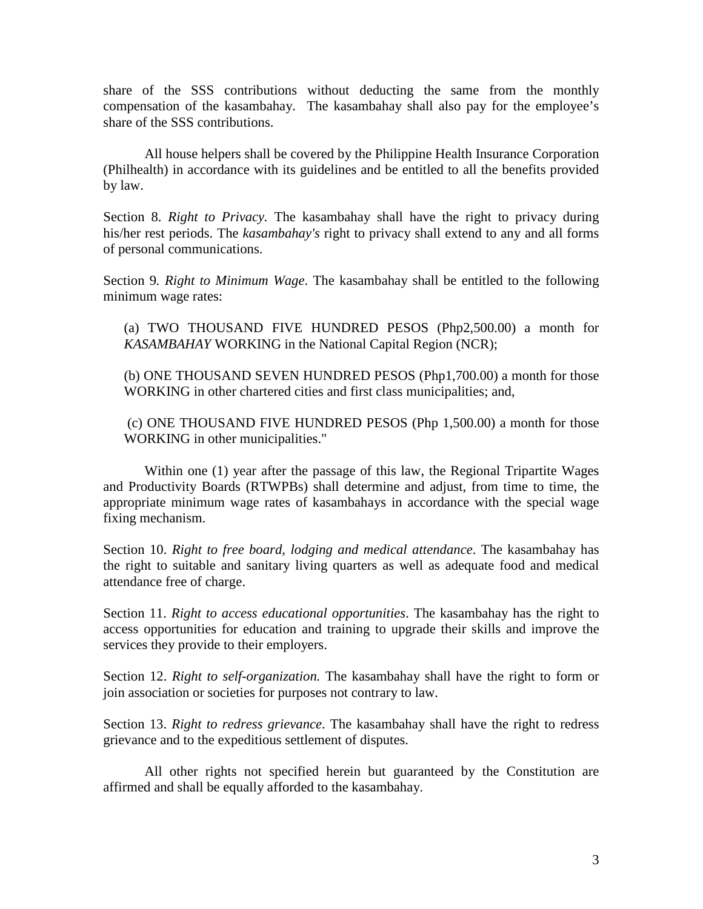share of the SSS contributions without deducting the same from the monthly compensation of the kasambahay. The kasambahay shall also pay for the employee's share of the SSS contributions.

All house helpers shall be covered by the Philippine Health Insurance Corporation (Philhealth) in accordance with its guidelines and be entitled to all the benefits provided by law.

Section 8. *Right to Privacy.* The kasambahay shall have the right to privacy during his/her rest periods. The *kasambahay's* right to privacy shall extend to any and all forms of personal communications.

Section 9. *Right to Minimum Wage*. The kasambahay shall be entitled to the following minimum wage rates:

(a) TWO THOUSAND FIVE HUNDRED PESOS (Php2,500.00) a month for *KASAMBAHAY* WORKING in the National Capital Region (NCR);

(b) ONE THOUSAND SEVEN HUNDRED PESOS (Php1,700.00) a month for those WORKING in other chartered cities and first class municipalities; and,

(c) ONE THOUSAND FIVE HUNDRED PESOS (Php 1,500.00) a month for those WORKING in other municipalities."

Within one (1) year after the passage of this law, the Regional Tripartite Wages and Productivity Boards (RTWPBs) shall determine and adjust, from time to time, the appropriate minimum wage rates of kasambahays in accordance with the special wage fixing mechanism.

Section 10. *Right to free board, lodging and medical attendance*. The kasambahay has the right to suitable and sanitary living quarters as well as adequate food and medical attendance free of charge.

Section 11. *Right to access educational opportunities*. The kasambahay has the right to access opportunities for education and training to upgrade their skills and improve the services they provide to their employers.

Section 12. *Right to self-organization.* The kasambahay shall have the right to form or join association or societies for purposes not contrary to law.

Section 13. *Right to redress grievance*. The kasambahay shall have the right to redress grievance and to the expeditious settlement of disputes.

All other rights not specified herein but guaranteed by the Constitution are affirmed and shall be equally afforded to the kasambahay.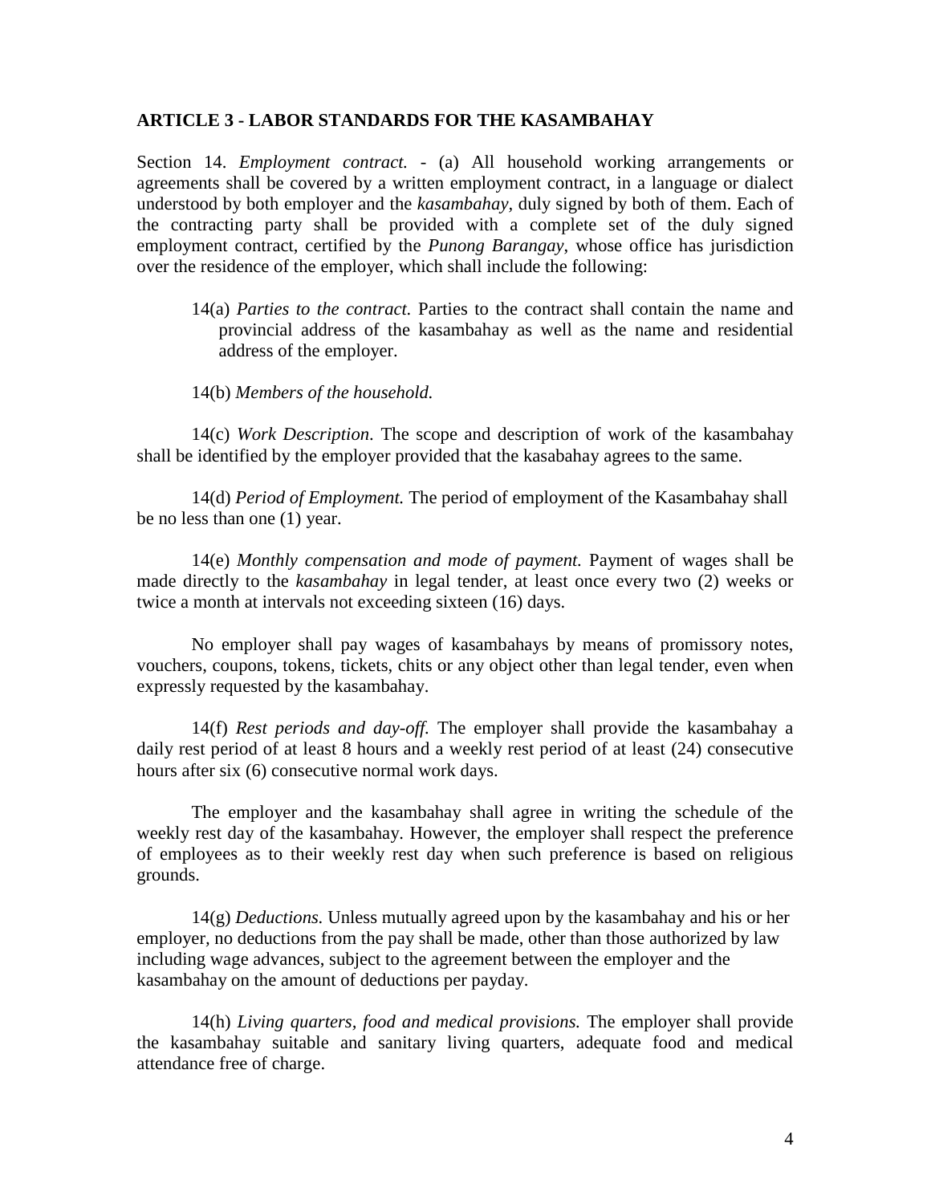### ARTICLE 3 - LABOR STANDARDS FOR THE KASAMBAHAY

Section 14. *Employment contract.* - (a) All household working arrangements or agreements shall be covered by a written employment contract, in a language or dialect understood by both employer and the *kasambahay*, duly signed by both of them. Each of the contracting party shall be provided with a complete set of the duly signed employment contract, certified by the *Punong Barangay*, whose office has jurisdiction over the residence of the employer, which shall include the following:

14(a) *Parties to the contract.* Parties to the contract shall contain the name and provincial address of the kasambahay as well as the name and residential address of the employer.

14(b) *Members of the household.*

14(c) *Work Description.* The scope and description of work of the kasambahay shall be identified by the employer provided that the kasabahay agrees to the same.

14(d) *Period of Employment.* The period of employment of the Kasambahay shall be no less than one (1) year.

14(e) *Monthly compensation and mode of payment.* Payment of wages shall be made directly to the *kasambahay* in legal tender, at least once every two (2) weeks or twice a month at intervals not exceeding sixteen (16) days.

No employer shall pay wages of kasambahays by means of promissory notes, vouchers, coupons, tokens, tickets, chits or any object other than legal tender, even when expressly requested by the kasambahay.

14(f) *Rest periods and day-off.* The employer shall provide the kasambahay a daily rest period of at least 8 hours and a weekly rest period of at least (24) consecutive hours after six (6) consecutive normal work days.

The employer and the kasambahay shall agree in writing the schedule of the weekly rest day of the kasambahay. However, the employer shall respect the preference of employees as to their weekly rest day when such preference is based on religious grounds.

14(g) *Deductions.* Unless mutually agreed upon by the kasambahay and his or her employer, no deductions from the pay shall be made, other than those authorized by law including wage advances, subject to the agreement between the employer and the kasambahay on the amount of deductions per payday.

14(h) *Living quarters, food and medical provisions.* The employer shall provide the kasambahay suitable and sanitary living quarters, adequate food and medical attendance free of charge.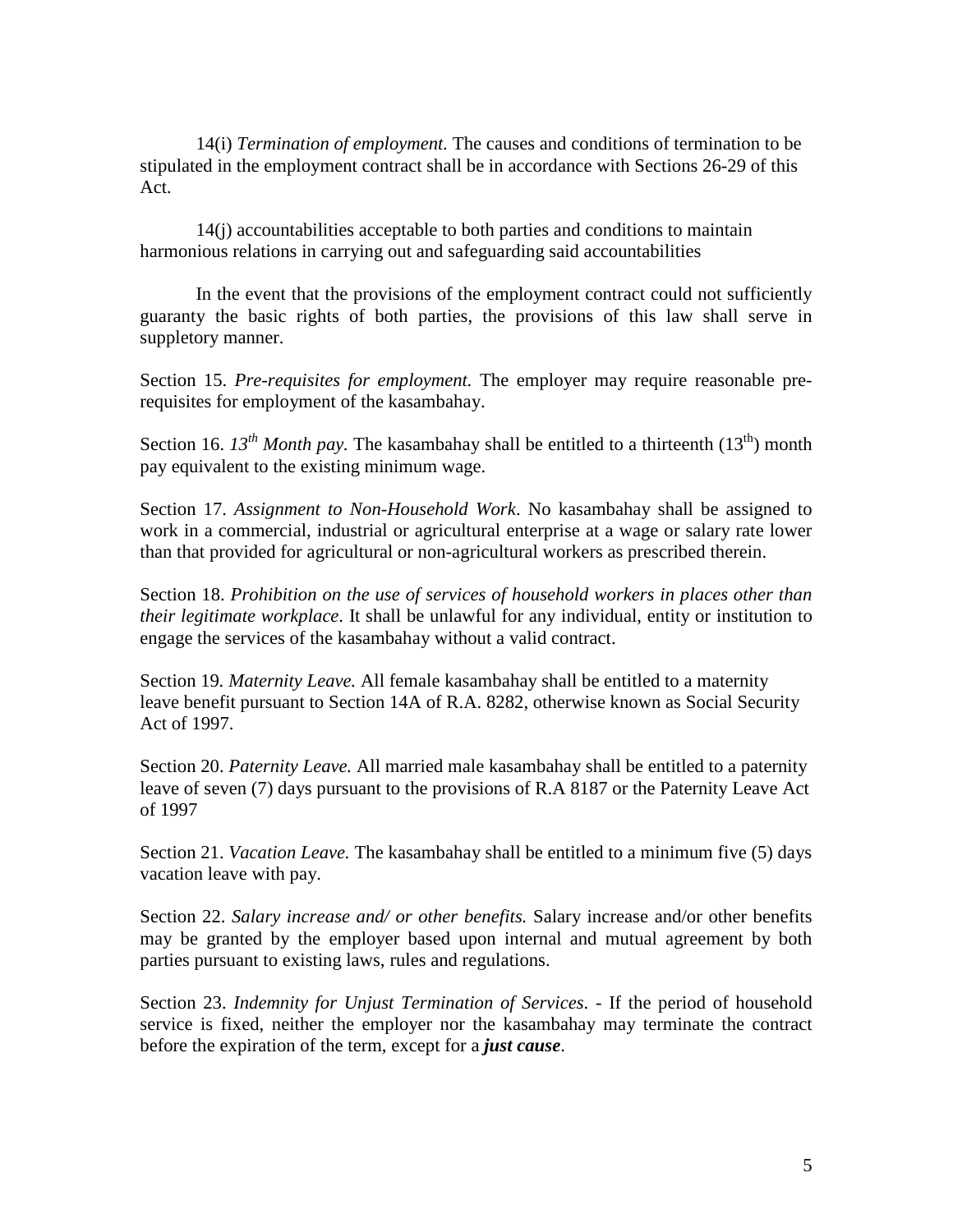14(i) *Termination of employment.* The causes and conditions of termination to be stipulated in the employment contract shall be in accordance with Sections 26-29 of this Act.

14(j) accountabilities acceptable to both parties and conditions to maintain harmonious relations in carrying out and safeguarding said accountabilities

In the event that the provisions of the employment contract could not sufficiently guaranty the basic rights of both parties, the provisions of this law shall serve in suppletory manner.

Section 15. *Pre-requisites for employment.* The employer may require reasonable pre-requisites for employment of the kasambahay.

Section 16. *13th Month pay.* The kasambahay shall be entitled to a thirteenth (13th) month pay equivalent to the existing minimum wage.

Section 17. *Assignment to Non-Household Work*. No kasambahay shall be assigned to work in a commercial, industrial or agricultural enterprise at a wage or salary rate lower than that provided for agricultural or non-agricultural workers as prescribed therein.

Section 18. *Prohibition on the use of services of household workers in places other than their legitimate workplace*. It shall be unlawful for any individual, entity or institution to engage the services of the kasambahay without a valid contract.

Section 19. *Maternity Leave.* All female kasambahay shall be entitled to a maternity leave benefit pursuant to Section 14A of R.A. 8282, otherwise known as Social Security Act of 1997.

Section 20. *Paternity Leave.* All married male kasambahay shall be entitled to a paternity leave of seven (7) days pursuant to the provisions of R.A 8187 or the Paternity Leave Act of 1997

Section 21. *Vacation Leave.* The kasambahay shall be entitled to a minimum five (5) days vacation leave with pay.

Section 22. *Salary increase and/ or other benefits.* Salary increase and/or other benefits may be granted by the employer based upon internal and mutual agreement by both parties pursuant to existing laws, rules and regulations.

Section 23. *Indemnity for Unjust Termination of Services*. - If the period of household service is fixed, neither the employer nor the kasambahay may terminate the contract before the expiration of the term, except for a ***just cause***.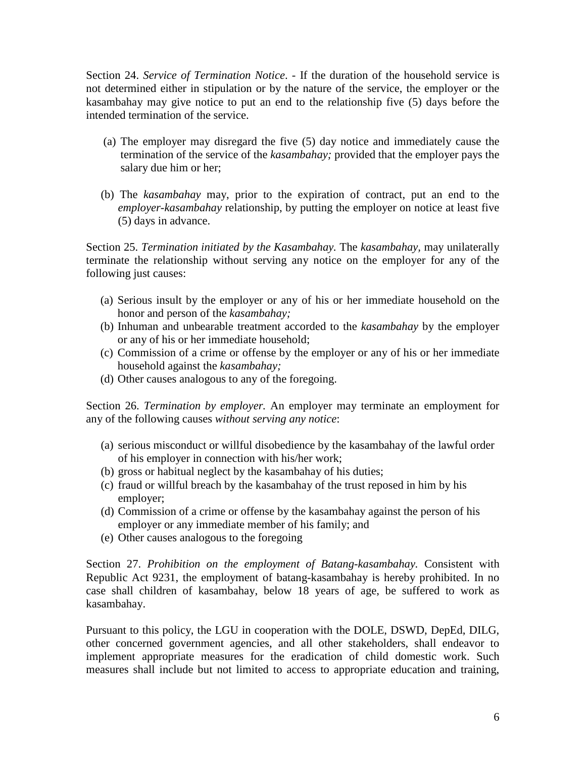Section 24. *Service of Termination Notice*. - If the duration of the household service is not determined either in stipulation or by the nature of the service, the employer or the kasambahay may give notice to put an end to the relationship five (5) days before the intended termination of the service.

(a) The employer may disregard the five (5) day notice and immediately cause the termination of the service of the *kasambahay;* provided that the employer pays the salary due him or her;

(b) The *kasambahay* may, prior to the expiration of contract, put an end to the *employer-kasambahay* relationship, by putting the employer on notice at least five (5) days in advance.

Section 25. *Termination initiated by the Kasambahay.* The *kasambahay,* may unilaterally terminate the relationship without serving any notice on the employer for any of the following just causes:

(a) Serious insult by the employer or any of his or her immediate household on the honor and person of the *kasambahay;*
(b) Inhuman and unbearable treatment accorded to the *kasambahay* by the employer or any of his or her immediate household;
(c) Commission of a crime or offense by the employer or any of his or her immediate household against the *kasambahay;*
(d) Other causes analogous to any of the foregoing.

Section 26. *Termination by employer.* An employer may terminate an employment for any of the following causes *without serving any notice*:

(a) serious misconduct or willful disobedience by the kasambahay of the lawful order of his employer in connection with his/her work;
(b) gross or habitual neglect by the kasambahay of his duties;
(c) fraud or willful breach by the kasambahay of the trust reposed in him by his employer;
(d) Commission of a crime or offense by the kasambahay against the person of his employer or any immediate member of his family; and
(e) Other causes analogous to the foregoing

Section 27. *Prohibition on the employment of Batang-kasambahay.* Consistent with Republic Act 9231, the employment of batang-kasambahay is hereby prohibited. In no case shall children of kasambahay, below 18 years of age, be suffered to work as kasambahay.

Pursuant to this policy, the LGU in cooperation with the DOLE, DSWD, DepEd, DILG, other concerned government agencies, and all other stakeholders, shall endeavor to implement appropriate measures for the eradication of child domestic work. Such measures shall include but not limited to access to appropriate education and training,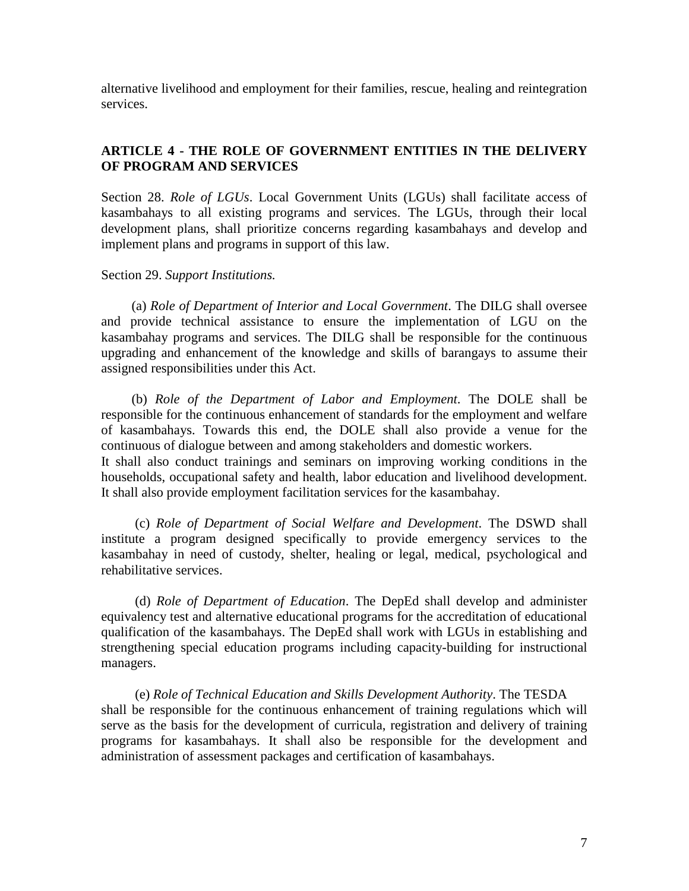alternative livelihood and employment for their families, rescue, healing and reintegration services.

## ARTICLE 4 - THE ROLE OF GOVERNMENT ENTITIES IN THE DELIVERY OF PROGRAM AND SERVICES

Section 28. *Role of LGUs*. Local Government Units (LGUs) shall facilitate access of kasambahays to all existing programs and services. The LGUs, through their local development plans, shall prioritize concerns regarding kasambahays and develop and implement plans and programs in support of this law.

Section 29. *Support Institutions.*

(a) *Role of Department of Interior and Local Government*. The DILG shall oversee and provide technical assistance to ensure the implementation of LGU on the kasambahay programs and services. The DILG shall be responsible for the continuous upgrading and enhancement of the knowledge and skills of barangays to assume their assigned responsibilities under this Act.

(b) *Role of the Department of Labor and Employment*. The DOLE shall be responsible for the continuous enhancement of standards for the employment and welfare of kasambahays. Towards this end, the DOLE shall also provide a venue for the continuous of dialogue between and among stakeholders and domestic workers.
It shall also conduct trainings and seminars on improving working conditions in the households, occupational safety and health, labor education and livelihood development. It shall also provide employment facilitation services for the kasambahay.

(c) *Role of Department of Social Welfare and Development*. The DSWD shall institute a program designed specifically to provide emergency services to the kasambahay in need of custody, shelter, healing or legal, medical, psychological and rehabilitative services.

(d) *Role of Department of Education*. The DepEd shall develop and administer equivalency test and alternative educational programs for the accreditation of educational qualification of the kasambahays. The DepEd shall work with LGUs in establishing and strengthening special education programs including capacity-building for instructional managers.

(e) *Role of Technical Education and Skills Development Authority*. The TESDA shall be responsible for the continuous enhancement of training regulations which will serve as the basis for the development of curricula, registration and delivery of training programs for kasambahays. It shall also be responsible for the development and administration of assessment packages and certification of kasambahays.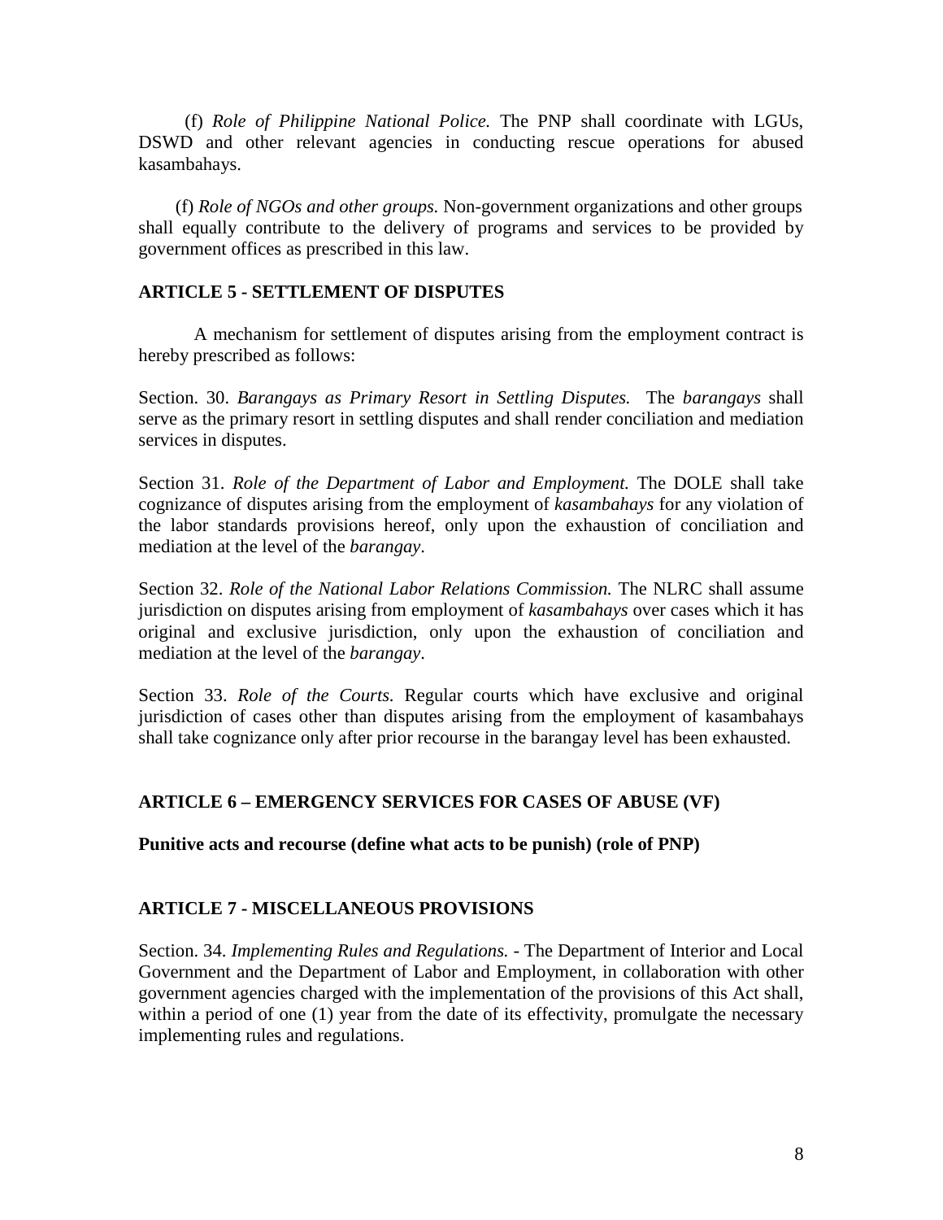(f) *Role of Philippine National Police.* The PNP shall coordinate with LGUs, DSWD and other relevant agencies in conducting rescue operations for abused kasambahays.

(f) *Role of NGOs and other groups.* Non-government organizations and other groups shall equally contribute to the delivery of programs and services to be provided by government offices as prescribed in this law.

**ARTICLE 5 - SETTLEMENT OF DISPUTES**

A mechanism for settlement of disputes arising from the employment contract is hereby prescribed as follows:

Section. 30. *Barangays as Primary Resort in Settling Disputes.* The *barangays* shall serve as the primary resort in settling disputes and shall render conciliation and mediation services in disputes.

Section 31. *Role of the Department of Labor and Employment.* The DOLE shall take cognizance of disputes arising from the employment of *kasambahays* for any violation of the labor standards provisions hereof, only upon the exhaustion of conciliation and mediation at the level of the *barangay*.

Section 32. *Role of the National Labor Relations Commission.* The NLRC shall assume jurisdiction on disputes arising from employment of *kasambahays* over cases which it has original and exclusive jurisdiction, only upon the exhaustion of conciliation and mediation at the level of the *barangay*.

Section 33. *Role of the Courts.* Regular courts which have exclusive and original jurisdiction of cases other than disputes arising from the employment of kasambahays shall take cognizance only after prior recourse in the barangay level has been exhausted.

**ARTICLE 6 – EMERGENCY SERVICES FOR CASES OF ABUSE (VF)**

**Punitive acts and recourse (define what acts to be punish) (role of PNP)**

**ARTICLE 7 - MISCELLANEOUS PROVISIONS**

Section. 34. *Implementing Rules and Regulations.* - The Department of Interior and Local Government and the Department of Labor and Employment, in collaboration with other government agencies charged with the implementation of the provisions of this Act shall, within a period of one (1) year from the date of its effectivity, promulgate the necessary implementing rules and regulations.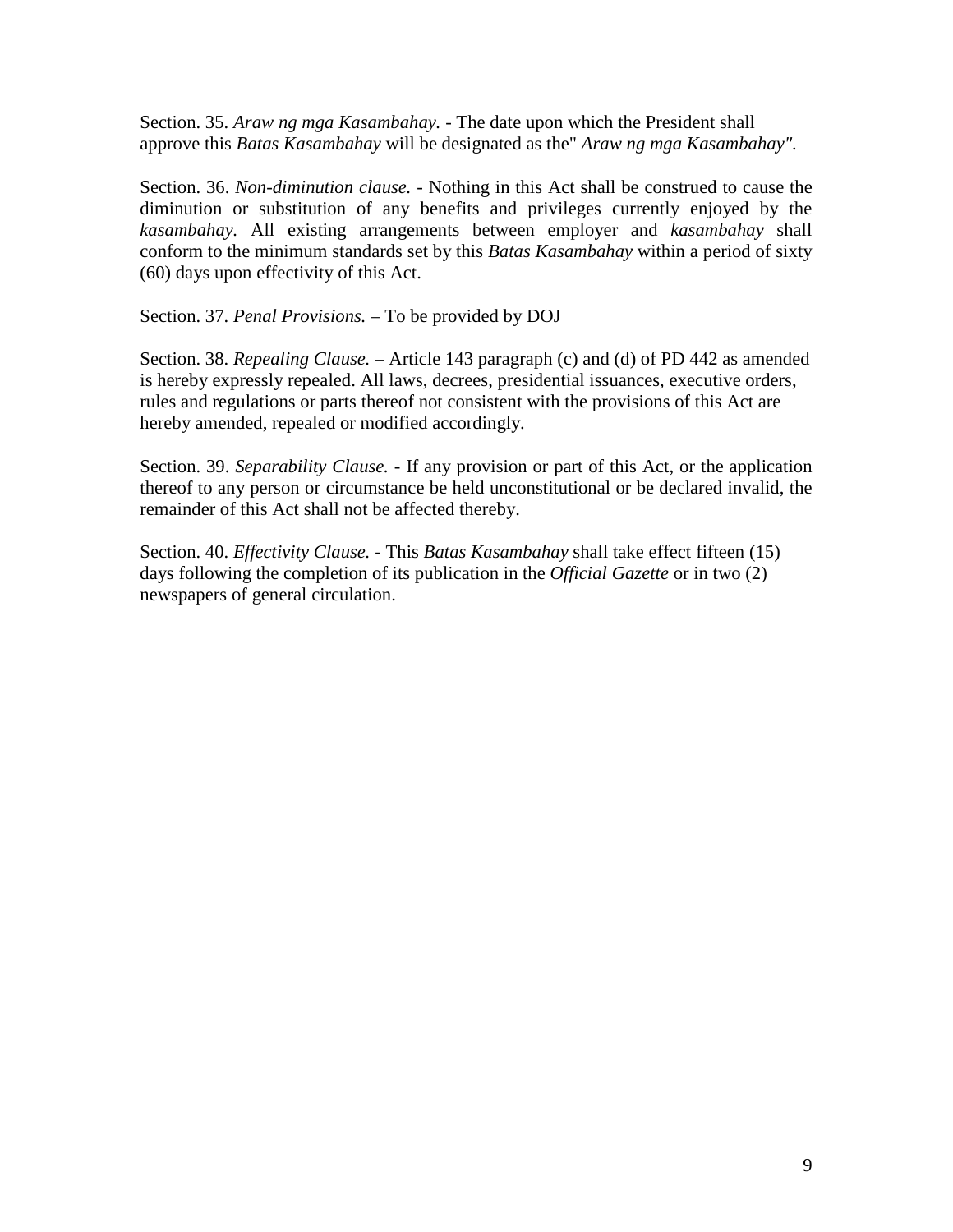Section. 35. *Araw ng mga Kasambahay.* - The date upon which the President shall approve this *Batas Kasambahay* will be designated as the" *Araw ng mga Kasambahay".*

Section. 36. *Non-diminution clause.* - Nothing in this Act shall be construed to cause the diminution or substitution of any benefits and privileges currently enjoyed by the *kasambahay.* All existing arrangements between employer and *kasambahay* shall conform to the minimum standards set by this *Batas Kasambahay* within a period of sixty (60) days upon effectivity of this Act.

Section. 37. *Penal Provisions.* – To be provided by DOJ

Section. 38. *Repealing Clause.* – Article 143 paragraph (c) and (d) of PD 442 as amended is hereby expressly repealed. All laws, decrees, presidential issuances, executive orders, rules and regulations or parts thereof not consistent with the provisions of this Act are hereby amended, repealed or modified accordingly.

Section. 39. *Separability Clause.* - If any provision or part of this Act, or the application thereof to any person or circumstance be held unconstitutional or be declared invalid, the remainder of this Act shall not be affected thereby.

Section. 40. *Effectivity Clause.* - This *Batas Kasambahay* shall take effect fifteen (15) days following the completion of its publication in the *Official Gazette* or in two (2) newspapers of general circulation.